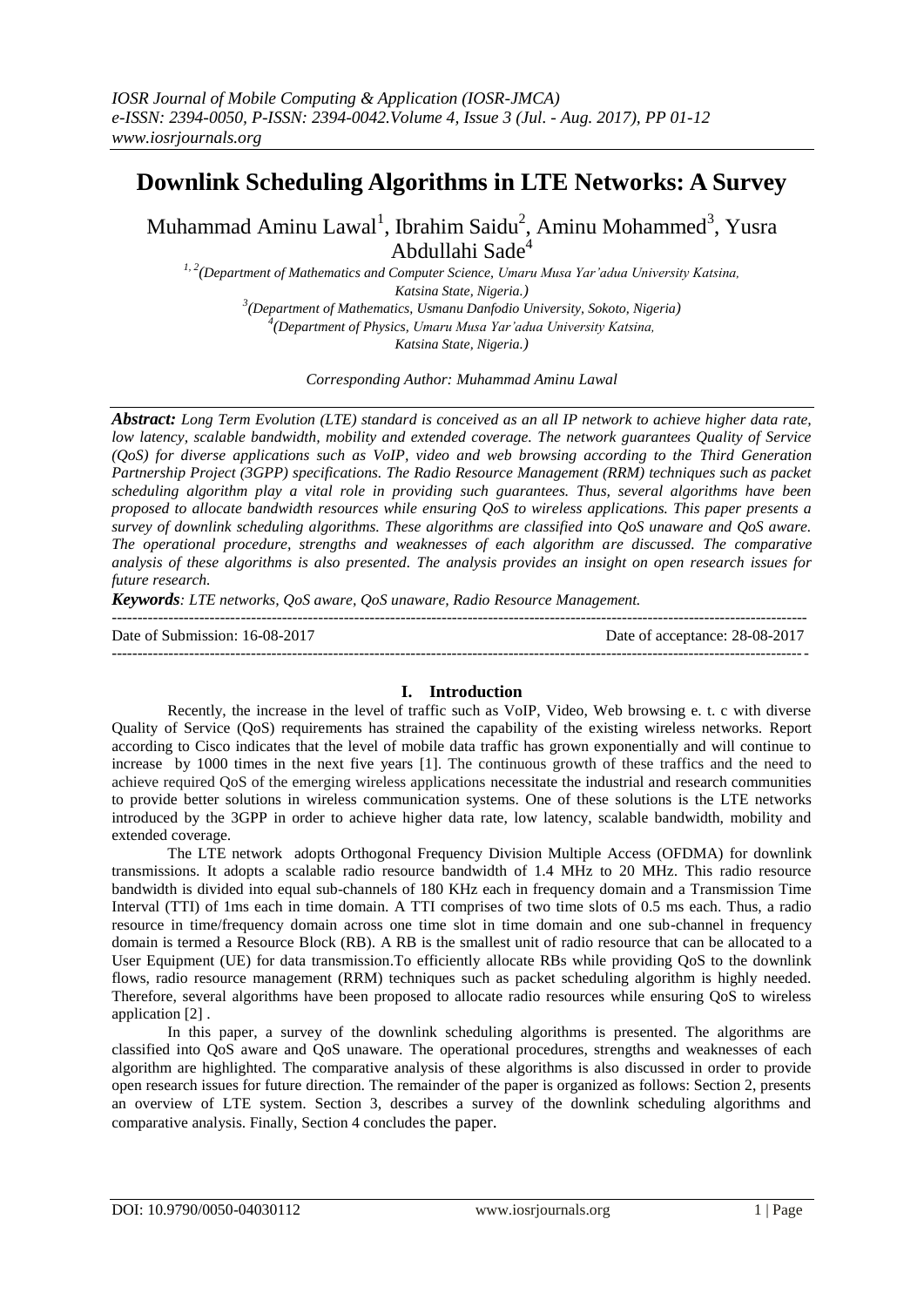# Downlink Scheduling Algorithms in LTE Networks: A Survey

Muhammad Aminu Lawal[1], Ibrahim Saidu[2], Aminu Mohammed[3], Yusra Abdullahi Sade[4]

[1, 2](Department of Mathematics and Computer Science, Umaru Musa Yar'adua University Katsina, Katsina State, Nigeria.)

[3](Department of Mathematics, Usmanu Danfodio University, Sokoto, Nigeria)

[4](Department of Physics, Umaru Musa Yar'adua University Katsina, Katsina State, Nigeria.)

*Corresponding Author: Muhammad Aminu Lawal*

***Abstract:*** *Long Term Evolution (LTE) standard is conceived as an all IP network to achieve higher data rate, low latency, scalable bandwidth, mobility and extended coverage. The network guarantees Quality of Service (QoS) for diverse applications such as VoIP, video and web browsing according to the Third Generation Partnership Project (3GPP) specifications. The Radio Resource Management (RRM) techniques such as packet scheduling algorithm play a vital role in providing such guarantees. Thus, several algorithms have been proposed to allocate bandwidth resources while ensuring QoS to wireless applications. This paper presents a survey of downlink scheduling algorithms. These algorithms are classified into QoS unaware and QoS aware. The operational procedure, strengths and weaknesses of each algorithm are discussed. The comparative analysis of these algorithms is also presented. The analysis provides an insight on open research issues for future research.*

***Keywords****: LTE networks, QoS aware, QoS unaware, Radio Resource Management.*

---

Date of Submission: 16-08-2017 | Date of acceptance: 28-08-2017

---

## I. Introduction

Recently, the increase in the level of traffic such as VoIP, Video, Web browsing e. t. c with diverse Quality of Service (QoS) requirements has strained the capability of the existing wireless networks. Report according to Cisco indicates that the level of mobile data traffic has grown exponentially and will continue to increase by 1000 times in the next five years [1]. The continuous growth of these traffics and the need to achieve required QoS of the emerging wireless applications necessitate the industrial and research communities to provide better solutions in wireless communication systems. One of these solutions is the LTE networks introduced by the 3GPP in order to achieve higher data rate, low latency, scalable bandwidth, mobility and extended coverage.

The LTE network adopts Orthogonal Frequency Division Multiple Access (OFDMA) for downlink transmissions. It adopts a scalable radio resource bandwidth of 1.4 MHz to 20 MHz. This radio resource bandwidth is divided into equal sub-channels of 180 KHz each in frequency domain and a Transmission Time Interval (TTI) of 1ms each in time domain. A TTI comprises of two time slots of 0.5 ms each. Thus, a radio resource in time/frequency domain across one time slot in time domain and one sub-channel in frequency domain is termed a Resource Block (RB). A RB is the smallest unit of radio resource that can be allocated to a User Equipment (UE) for data transmission.To efficiently allocate RBs while providing QoS to the downlink flows, radio resource management (RRM) techniques such as packet scheduling algorithm is highly needed. Therefore, several algorithms have been proposed to allocate radio resources while ensuring QoS to wireless application [2] .

In this paper, a survey of the downlink scheduling algorithms is presented. The algorithms are classified into QoS aware and QoS unaware. The operational procedures, strengths and weaknesses of each algorithm are highlighted. The comparative analysis of these algorithms is also discussed in order to provide open research issues for future direction. The remainder of the paper is organized as follows: Section 2, presents an overview of LTE system. Section 3, describes a survey of the downlink scheduling algorithms and comparative analysis. Finally, Section 4 concludes the paper.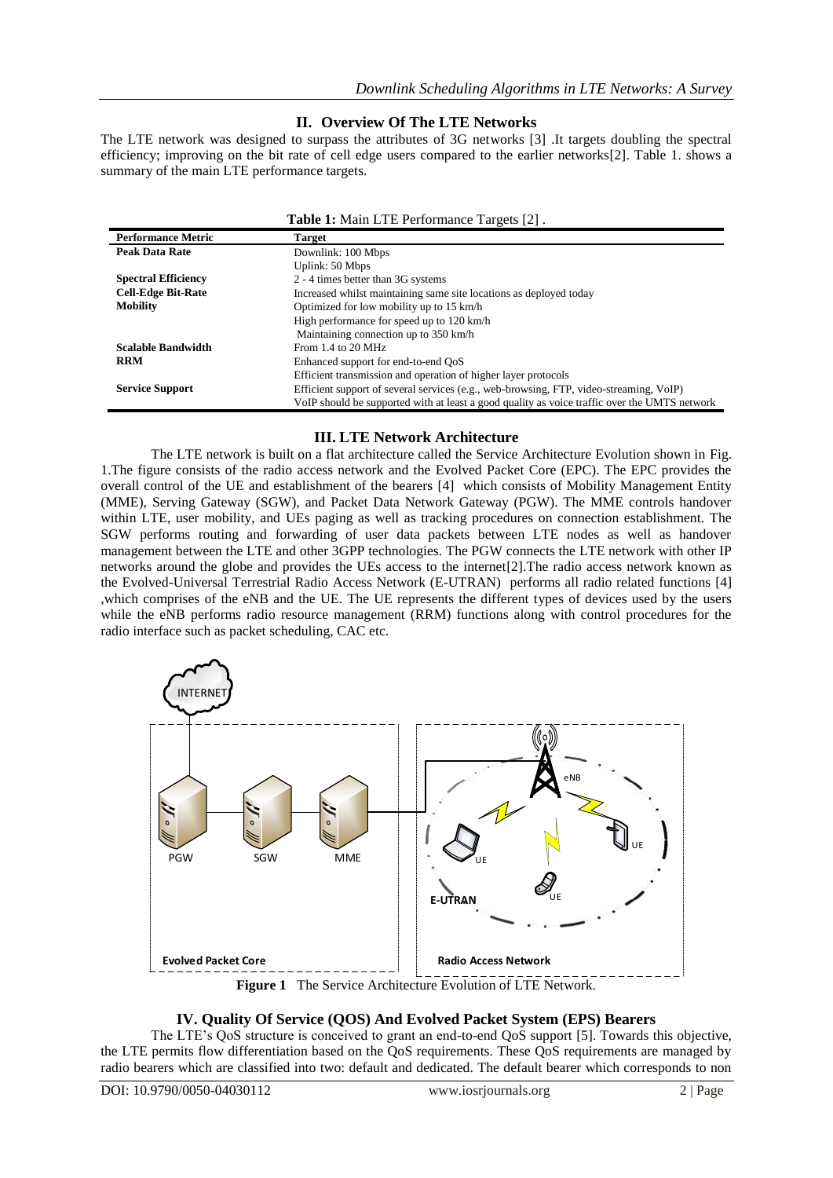## II. Overview Of The LTE Networks

The LTE network was designed to surpass the attributes of 3G networks [3] .It targets doubling the spectral efficiency; improving on the bit rate of cell edge users compared to the earlier networks[2]. Table 1. shows a summary of the main LTE performance targets.

**Table 1:** Main LTE Performance Targets [2] .

| Performance Metric | Target |
|---|---|
| **Peak Data Rate** | Downlink: 100 Mbps |
| | Uplink: 50 Mbps |
| **Spectral Efficiency** | 2 - 4 times better than 3G systems |
| **Cell-Edge Bit-Rate** | Increased whilst maintaining same site locations as deployed today |
| **Mobility** | Optimized for low mobility up to 15 km/h |
| | High performance for speed up to 120 km/h |
| | Maintaining connection up to 350 km/h |
| **Scalable Bandwidth** | From 1.4 to 20 MHz |
| **RRM** | Enhanced support for end-to-end QoS |
| | Efficient transmission and operation of higher layer protocols |
| **Service Support** | Efficient support of several services (e.g., web-browsing, FTP, video-streaming, VoIP) |
| | VoIP should be supported with at least a good quality as voice traffic over the UMTS network |

## III. LTE Network Architecture

The LTE network is built on a flat architecture called the Service Architecture Evolution shown in Fig. 1.The figure consists of the radio access network and the Evolved Packet Core (EPC). The EPC provides the overall control of the UE and establishment of the bearers [4] which consists of Mobility Management Entity (MME), Serving Gateway (SGW), and Packet Data Network Gateway (PGW). The MME controls handover within LTE, user mobility, and UEs paging as well as tracking procedures on connection establishment. The SGW performs routing and forwarding of user data packets between LTE nodes as well as handover management between the LTE and other 3GPP technologies. The PGW connects the LTE network with other IP networks around the globe and provides the UEs access to the internet[2].The radio access network known as the Evolved-Universal Terrestrial Radio Access Network (E-UTRAN) performs all radio related functions [4] ,which comprises of the eNB and the UE. The UE represents the different types of devices used by the users while the eNB performs radio resource management (RRM) functions along with control procedures for the radio interface such as packet scheduling, CAC etc.

**Figure 1** The Service Architecture Evolution of LTE Network.

## IV. Quality Of Service (QOS) And Evolved Packet System (EPS) Bearers

The LTE's QoS structure is conceived to grant an end-to-end QoS support [5]. Towards this objective, the LTE permits flow differentiation based on the QoS requirements. These QoS requirements are managed by radio bearers which are classified into two: default and dedicated. The default bearer which corresponds to non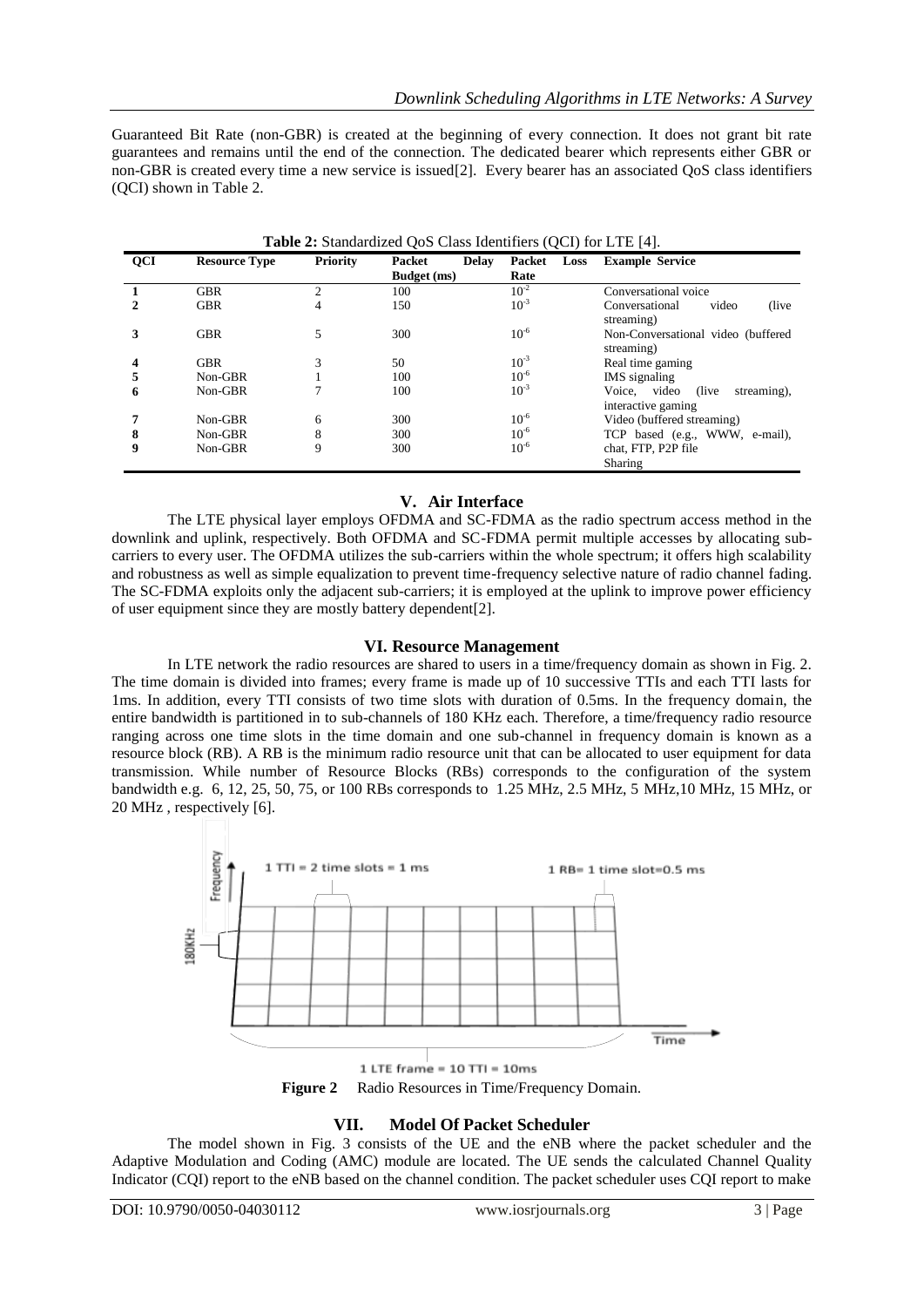Guaranteed Bit Rate (non-GBR) is created at the beginning of every connection. It does not grant bit rate guarantees and remains until the end of the connection. The dedicated bearer which represents either GBR or non-GBR is created every time a new service is issued[2]. Every bearer has an associated QoS class identifiers (QCI) shown in Table 2.

**Table 2:** Standardized QoS Class Identifiers (QCI) for LTE [4].

| QCI | Resource Type | Priority | Packet Delay Budget (ms) | Packet Loss Rate | Example Service |
|---|---|---|---|---|---|
| **1** | GBR | 2 | 100 | $10^{-2}$ | Conversational voice |
| **2** | GBR | 4 | 150 | $10^{-3}$ | Conversational video (live streaming) |
| **3** | GBR | 5 | 300 | $10^{-6}$ | Non-Conversational video (buffered streaming) |
| **4** | GBR | 3 | 50 | $10^{-3}$ | Real time gaming |
| **5** | Non-GBR | 1 | 100 | $10^{-6}$ | IMS signaling |
| **6** | Non-GBR | 7 | 100 | $10^{-3}$ | Voice, video (live streaming), interactive gaming |
| **7** | Non-GBR | 6 | 300 | $10^{-6}$ | Video (buffered streaming) |
| **8** | Non-GBR | 8 | 300 | $10^{-6}$ | TCP based (e.g., WWW, e-mail), |
| **9** | Non-GBR | 9 | 300 | $10^{-6}$ | chat, FTP, P2P file Sharing |

## V. Air Interface

The LTE physical layer employs OFDMA and SC-FDMA as the radio spectrum access method in the downlink and uplink, respectively. Both OFDMA and SC-FDMA permit multiple accesses by allocating sub-carriers to every user. The OFDMA utilizes the sub-carriers within the whole spectrum; it offers high scalability and robustness as well as simple equalization to prevent time-frequency selective nature of radio channel fading. The SC-FDMA exploits only the adjacent sub-carriers; it is employed at the uplink to improve power efficiency of user equipment since they are mostly battery dependent[2].

## VI. Resource Management

In LTE network the radio resources are shared to users in a time/frequency domain as shown in Fig. 2. The time domain is divided into frames; every frame is made up of 10 successive TTIs and each TTI lasts for 1ms. In addition, every TTI consists of two time slots with duration of 0.5ms. In the frequency domain, the entire bandwidth is partitioned in to sub-channels of 180 KHz each. Therefore, a time/frequency radio resource ranging across one time slots in the time domain and one sub-channel in frequency domain is known as a resource block (RB). A RB is the minimum radio resource unit that can be allocated to user equipment for data transmission. While number of Resource Blocks (RBs) corresponds to the configuration of the system bandwidth e.g. 6, 12, 25, 50, 75, or 100 RBs corresponds to 1.25 MHz, 2.5 MHz, 5 MHz,10 MHz, 15 MHz, or 20 MHz , respectively [6].

**Figure 2** Radio Resources in Time/Frequency Domain.

## VII. Model Of Packet Scheduler

The model shown in Fig. 3 consists of the UE and the eNB where the packet scheduler and the Adaptive Modulation and Coding (AMC) module are located. The UE sends the calculated Channel Quality Indicator (CQI) report to the eNB based on the channel condition. The packet scheduler uses CQI report to make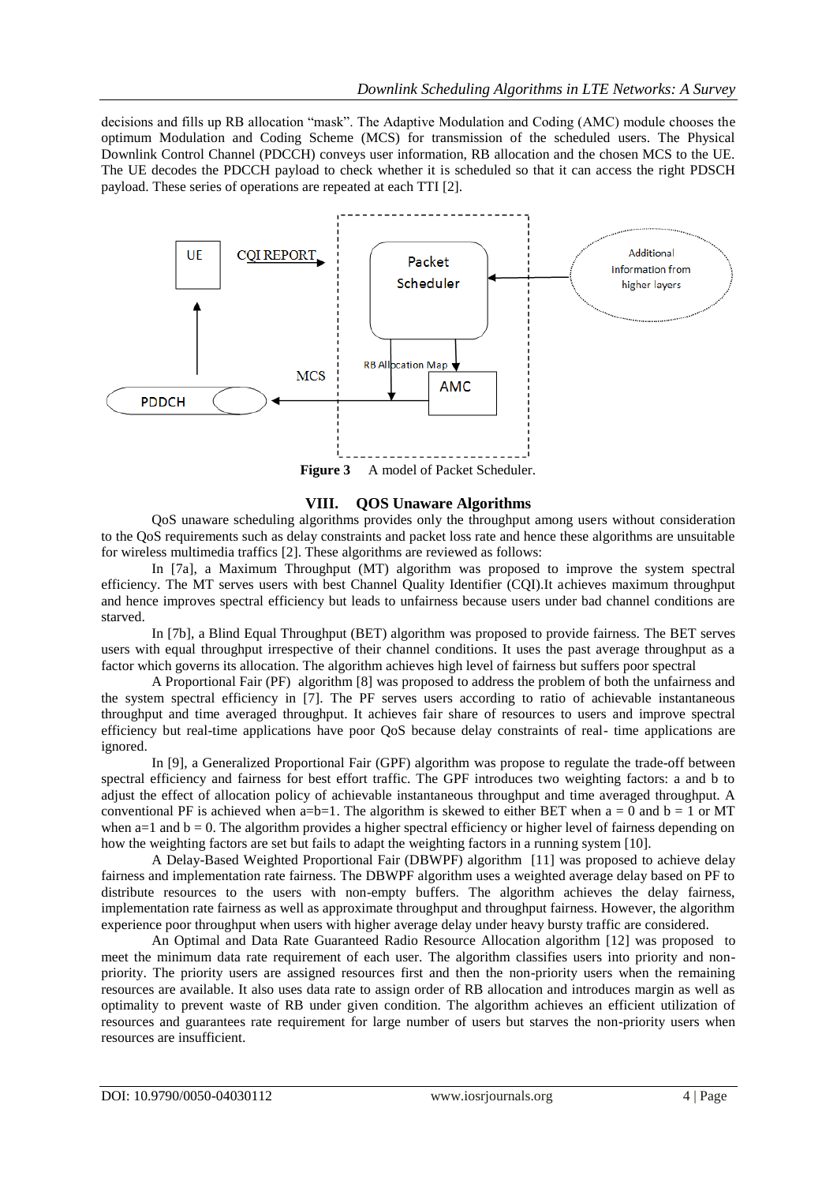decisions and fills up RB allocation "mask". The Adaptive Modulation and Coding (AMC) module chooses the optimum Modulation and Coding Scheme (MCS) for transmission of the scheduled users. The Physical Downlink Control Channel (PDCCH) conveys user information, RB allocation and the chosen MCS to the UE. The UE decodes the PDCCH payload to check whether it is scheduled so that it can access the right PDSCH payload. These series of operations are repeated at each TTI [2].

**Figure 3** A model of Packet Scheduler.

## VIII. QOS Unaware Algorithms

QoS unaware scheduling algorithms provides only the throughput among users without consideration to the QoS requirements such as delay constraints and packet loss rate and hence these algorithms are unsuitable for wireless multimedia traffics [2]. These algorithms are reviewed as follows:

In [7a], a Maximum Throughput (MT) algorithm was proposed to improve the system spectral efficiency. The MT serves users with best Channel Quality Identifier (CQI).It achieves maximum throughput and hence improves spectral efficiency but leads to unfairness because users under bad channel conditions are starved.

In [7b], a Blind Equal Throughput (BET) algorithm was proposed to provide fairness. The BET serves users with equal throughput irrespective of their channel conditions. It uses the past average throughput as a factor which governs its allocation. The algorithm achieves high level of fairness but suffers poor spectral

A Proportional Fair (PF) algorithm [8] was proposed to address the problem of both the unfairness and the system spectral efficiency in [7]. The PF serves users according to ratio of achievable instantaneous throughput and time averaged throughput. It achieves fair share of resources to users and improve spectral efficiency but real-time applications have poor QoS because delay constraints of real- time applications are ignored.

In [9], a Generalized Proportional Fair (GPF) algorithm was propose to regulate the trade-off between spectral efficiency and fairness for best effort traffic. The GPF introduces two weighting factors: a and b to adjust the effect of allocation policy of achievable instantaneous throughput and time averaged throughput. A conventional PF is achieved when $a=b=1$. The algorithm is skewed to either BET when $a = 0$ and $b = 1$ or MT when $a=1$ and $b = 0$. The algorithm provides a higher spectral efficiency or higher level of fairness depending on how the weighting factors are set but fails to adapt the weighting factors in a running system [10].

A Delay-Based Weighted Proportional Fair (DBWPF) algorithm [11] was proposed to achieve delay fairness and implementation rate fairness. The DBWPF algorithm uses a weighted average delay based on PF to distribute resources to the users with non-empty buffers. The algorithm achieves the delay fairness, implementation rate fairness as well as approximate throughput and throughput fairness. However, the algorithm experience poor throughput when users with higher average delay under heavy bursty traffic are considered.

An Optimal and Data Rate Guaranteed Radio Resource Allocation algorithm [12] was proposed to meet the minimum data rate requirement of each user. The algorithm classifies users into priority and non-priority. The priority users are assigned resources first and then the non-priority users when the remaining resources are available. It also uses data rate to assign order of RB allocation and introduces margin as well as optimality to prevent waste of RB under given condition. The algorithm achieves an efficient utilization of resources and guarantees rate requirement for large number of users but starves the non-priority users when resources are insufficient.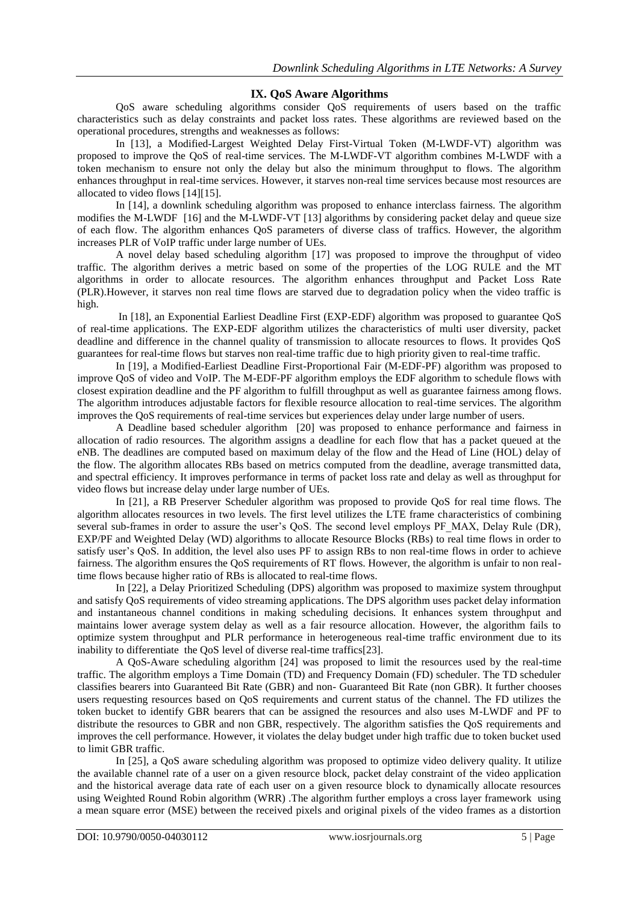## IX. QoS Aware Algorithms

QoS aware scheduling algorithms consider QoS requirements of users based on the traffic characteristics such as delay constraints and packet loss rates. These algorithms are reviewed based on the operational procedures, strengths and weaknesses as follows:

In [13], a Modified-Largest Weighted Delay First-Virtual Token (M-LWDF-VT) algorithm was proposed to improve the QoS of real-time services. The M-LWDF-VT algorithm combines M-LWDF with a token mechanism to ensure not only the delay but also the minimum throughput to flows. The algorithm enhances throughput in real-time services. However, it starves non-real time services because most resources are allocated to video flows [14][15].

In [14], a downlink scheduling algorithm was proposed to enhance interclass fairness. The algorithm modifies the M-LWDF [16] and the M-LWDF-VT [13] algorithms by considering packet delay and queue size of each flow. The algorithm enhances QoS parameters of diverse class of traffics. However, the algorithm increases PLR of VoIP traffic under large number of UEs.

A novel delay based scheduling algorithm [17] was proposed to improve the throughput of video traffic. The algorithm derives a metric based on some of the properties of the LOG RULE and the MT algorithms in order to allocate resources. The algorithm enhances throughput and Packet Loss Rate (PLR).However, it starves non real time flows are starved due to degradation policy when the video traffic is high.

In [18], an Exponential Earliest Deadline First (EXP-EDF) algorithm was proposed to guarantee QoS of real-time applications. The EXP-EDF algorithm utilizes the characteristics of multi user diversity, packet deadline and difference in the channel quality of transmission to allocate resources to flows. It provides QoS guarantees for real-time flows but starves non real-time traffic due to high priority given to real-time traffic.

In [19], a Modified-Earliest Deadline First-Proportional Fair (M-EDF-PF) algorithm was proposed to improve QoS of video and VoIP. The M-EDF-PF algorithm employs the EDF algorithm to schedule flows with closest expiration deadline and the PF algorithm to fulfill throughput as well as guarantee fairness among flows. The algorithm introduces adjustable factors for flexible resource allocation to real-time services. The algorithm improves the QoS requirements of real-time services but experiences delay under large number of users.

A Deadline based scheduler algorithm [20] was proposed to enhance performance and fairness in allocation of radio resources. The algorithm assigns a deadline for each flow that has a packet queued at the eNB. The deadlines are computed based on maximum delay of the flow and the Head of Line (HOL) delay of the flow. The algorithm allocates RBs based on metrics computed from the deadline, average transmitted data, and spectral efficiency. It improves performance in terms of packet loss rate and delay as well as throughput for video flows but increase delay under large number of UEs.

In [21], a RB Preserver Scheduler algorithm was proposed to provide QoS for real time flows. The algorithm allocates resources in two levels. The first level utilizes the LTE frame characteristics of combining several sub-frames in order to assure the user's QoS. The second level employs PF_MAX, Delay Rule (DR), EXP/PF and Weighted Delay (WD) algorithms to allocate Resource Blocks (RBs) to real time flows in order to satisfy user's QoS. In addition, the level also uses PF to assign RBs to non real-time flows in order to achieve fairness. The algorithm ensures the QoS requirements of RT flows. However, the algorithm is unfair to non real-time flows because higher ratio of RBs is allocated to real-time flows.

In [22], a Delay Prioritized Scheduling (DPS) algorithm was proposed to maximize system throughput and satisfy QoS requirements of video streaming applications. The DPS algorithm uses packet delay information and instantaneous channel conditions in making scheduling decisions. It enhances system throughput and maintains lower average system delay as well as a fair resource allocation. However, the algorithm fails to optimize system throughput and PLR performance in heterogeneous real-time traffic environment due to its inability to differentiate the QoS level of diverse real-time traffics[23].

A QoS-Aware scheduling algorithm [24] was proposed to limit the resources used by the real-time traffic. The algorithm employs a Time Domain (TD) and Frequency Domain (FD) scheduler. The TD scheduler classifies bearers into Guaranteed Bit Rate (GBR) and non- Guaranteed Bit Rate (non GBR). It further chooses users requesting resources based on QoS requirements and current status of the channel. The FD utilizes the token bucket to identify GBR bearers that can be assigned the resources and also uses M-LWDF and PF to distribute the resources to GBR and non GBR, respectively. The algorithm satisfies the QoS requirements and improves the cell performance. However, it violates the delay budget under high traffic due to token bucket used to limit GBR traffic.

In [25], a QoS aware scheduling algorithm was proposed to optimize video delivery quality. It utilize the available channel rate of a user on a given resource block, packet delay constraint of the video application and the historical average data rate of each user on a given resource block to dynamically allocate resources using Weighted Round Robin algorithm (WRR) .The algorithm further employs a cross layer framework using a mean square error (MSE) between the received pixels and original pixels of the video frames as a distortion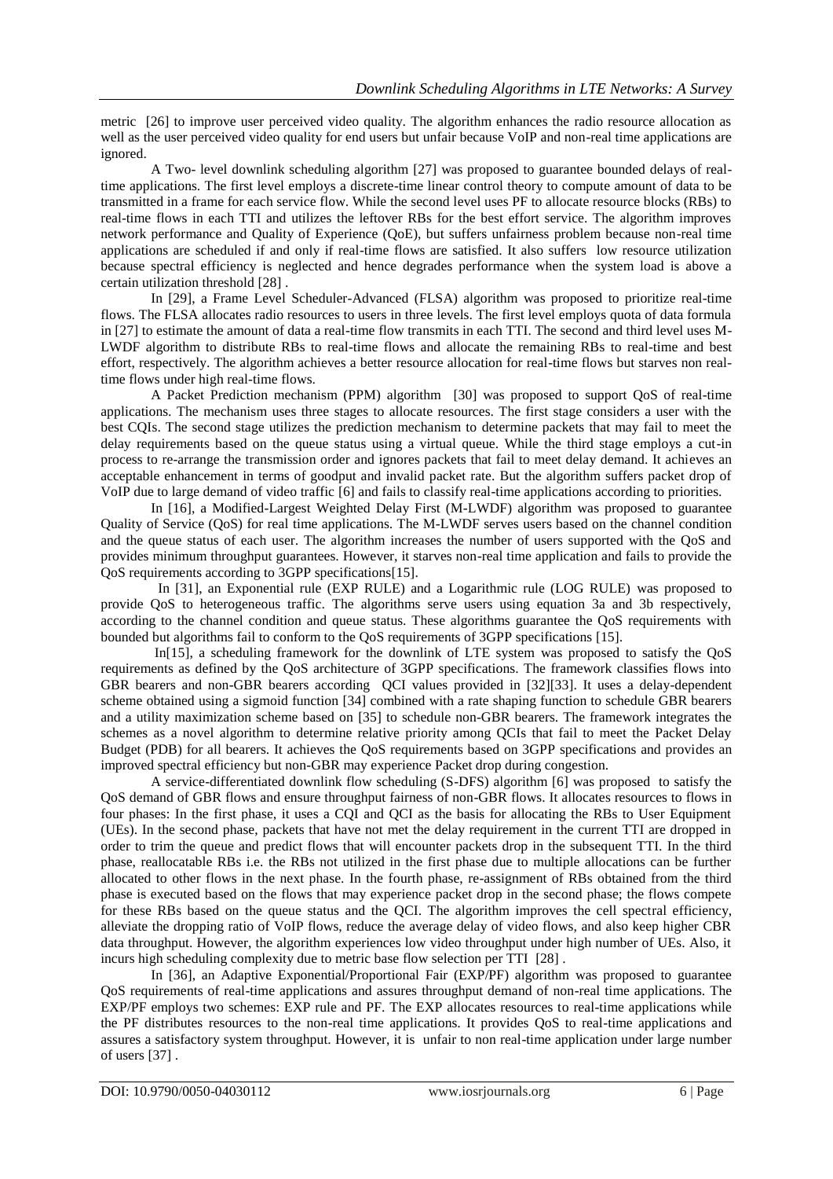metric [26] to improve user perceived video quality. The algorithm enhances the radio resource allocation as well as the user perceived video quality for end users but unfair because VoIP and non-real time applications are ignored.

A Two- level downlink scheduling algorithm [27] was proposed to guarantee bounded delays of real-time applications. The first level employs a discrete-time linear control theory to compute amount of data to be transmitted in a frame for each service flow. While the second level uses PF to allocate resource blocks (RBs) to real-time flows in each TTI and utilizes the leftover RBs for the best effort service. The algorithm improves network performance and Quality of Experience (QoE), but suffers unfairness problem because non-real time applications are scheduled if and only if real-time flows are satisfied. It also suffers low resource utilization because spectral efficiency is neglected and hence degrades performance when the system load is above a certain utilization threshold [28] .

In [29], a Frame Level Scheduler-Advanced (FLSA) algorithm was proposed to prioritize real-time flows. The FLSA allocates radio resources to users in three levels. The first level employs quota of data formula in [27] to estimate the amount of data a real-time flow transmits in each TTI. The second and third level uses M-LWDF algorithm to distribute RBs to real-time flows and allocate the remaining RBs to real-time and best effort, respectively. The algorithm achieves a better resource allocation for real-time flows but starves non real-time flows under high real-time flows.

A Packet Prediction mechanism (PPM) algorithm [30] was proposed to support QoS of real-time applications. The mechanism uses three stages to allocate resources. The first stage considers a user with the best CQIs. The second stage utilizes the prediction mechanism to determine packets that may fail to meet the delay requirements based on the queue status using a virtual queue. While the third stage employs a cut-in process to re-arrange the transmission order and ignores packets that fail to meet delay demand. It achieves an acceptable enhancement in terms of goodput and invalid packet rate. But the algorithm suffers packet drop of VoIP due to large demand of video traffic [6] and fails to classify real-time applications according to priorities.

In [16], a Modified-Largest Weighted Delay First (M-LWDF) algorithm was proposed to guarantee Quality of Service (QoS) for real time applications. The M-LWDF serves users based on the channel condition and the queue status of each user. The algorithm increases the number of users supported with the QoS and provides minimum throughput guarantees. However, it starves non-real time application and fails to provide the QoS requirements according to 3GPP specifications[15].

In [31], an Exponential rule (EXP RULE) and a Logarithmic rule (LOG RULE) was proposed to provide QoS to heterogeneous traffic. The algorithms serve users using equation 3a and 3b respectively, according to the channel condition and queue status. These algorithms guarantee the QoS requirements with bounded but algorithms fail to conform to the QoS requirements of 3GPP specifications [15].

In[15], a scheduling framework for the downlink of LTE system was proposed to satisfy the QoS requirements as defined by the QoS architecture of 3GPP specifications. The framework classifies flows into GBR bearers and non-GBR bearers according QCI values provided in [32][33]. It uses a delay-dependent scheme obtained using a sigmoid function [34] combined with a rate shaping function to schedule GBR bearers and a utility maximization scheme based on [35] to schedule non-GBR bearers. The framework integrates the schemes as a novel algorithm to determine relative priority among QCIs that fail to meet the Packet Delay Budget (PDB) for all bearers. It achieves the QoS requirements based on 3GPP specifications and provides an improved spectral efficiency but non-GBR may experience Packet drop during congestion.

A service-differentiated downlink flow scheduling (S-DFS) algorithm [6] was proposed to satisfy the QoS demand of GBR flows and ensure throughput fairness of non-GBR flows. It allocates resources to flows in four phases: In the first phase, it uses a CQI and QCI as the basis for allocating the RBs to User Equipment (UEs). In the second phase, packets that have not met the delay requirement in the current TTI are dropped in order to trim the queue and predict flows that will encounter packets drop in the subsequent TTI. In the third phase, reallocatable RBs i.e. the RBs not utilized in the first phase due to multiple allocations can be further allocated to other flows in the next phase. In the fourth phase, re-assignment of RBs obtained from the third phase is executed based on the flows that may experience packet drop in the second phase; the flows compete for these RBs based on the queue status and the QCI. The algorithm improves the cell spectral efficiency, alleviate the dropping ratio of VoIP flows, reduce the average delay of video flows, and also keep higher CBR data throughput. However, the algorithm experiences low video throughput under high number of UEs. Also, it incurs high scheduling complexity due to metric base flow selection per TTI [28] .

In [36], an Adaptive Exponential/Proportional Fair (EXP/PF) algorithm was proposed to guarantee QoS requirements of real-time applications and assures throughput demand of non-real time applications. The EXP/PF employs two schemes: EXP rule and PF. The EXP allocates resources to real-time applications while the PF distributes resources to the non-real time applications. It provides QoS to real-time applications and assures a satisfactory system throughput. However, it is unfair to non real-time application under large number of users [37] .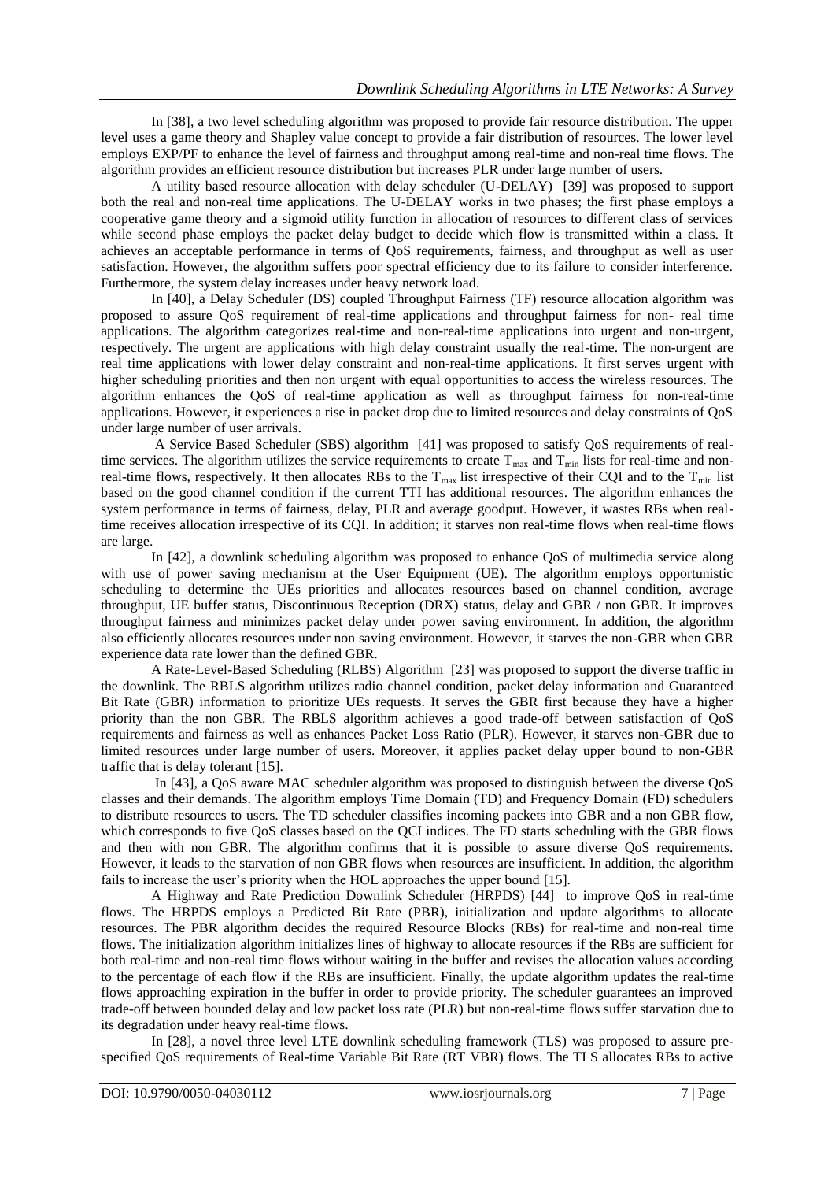In [38], a two level scheduling algorithm was proposed to provide fair resource distribution. The upper level uses a game theory and Shapley value concept to provide a fair distribution of resources. The lower level employs EXP/PF to enhance the level of fairness and throughput among real-time and non-real time flows. The algorithm provides an efficient resource distribution but increases PLR under large number of users.

A utility based resource allocation with delay scheduler (U-DELAY) [39] was proposed to support both the real and non-real time applications. The U-DELAY works in two phases; the first phase employs a cooperative game theory and a sigmoid utility function in allocation of resources to different class of services while second phase employs the packet delay budget to decide which flow is transmitted within a class. It achieves an acceptable performance in terms of QoS requirements, fairness, and throughput as well as user satisfaction. However, the algorithm suffers poor spectral efficiency due to its failure to consider interference. Furthermore, the system delay increases under heavy network load.

In [40], a Delay Scheduler (DS) coupled Throughput Fairness (TF) resource allocation algorithm was proposed to assure QoS requirement of real-time applications and throughput fairness for non- real time applications. The algorithm categorizes real-time and non-real-time applications into urgent and non-urgent, respectively. The urgent are applications with high delay constraint usually the real-time. The non-urgent are real time applications with lower delay constraint and non-real-time applications. It first serves urgent with higher scheduling priorities and then non urgent with equal opportunities to access the wireless resources. The algorithm enhances the QoS of real-time application as well as throughput fairness for non-real-time applications. However, it experiences a rise in packet drop due to limited resources and delay constraints of QoS under large number of user arrivals.

A Service Based Scheduler (SBS) algorithm [41] was proposed to satisfy QoS requirements of real-time services. The algorithm utilizes the service requirements to create $T_{max}$ and $T_{min}$ lists for real-time and non-real-time flows, respectively. It then allocates RBs to the $T_{max}$ list irrespective of their CQI and to the $T_{min}$ list based on the good channel condition if the current TTI has additional resources. The algorithm enhances the system performance in terms of fairness, delay, PLR and average goodput. However, it wastes RBs when real-time receives allocation irrespective of its CQI. In addition; it starves non real-time flows when real-time flows are large.

In [42], a downlink scheduling algorithm was proposed to enhance QoS of multimedia service along with use of power saving mechanism at the User Equipment (UE). The algorithm employs opportunistic scheduling to determine the UEs priorities and allocates resources based on channel condition, average throughput, UE buffer status, Discontinuous Reception (DRX) status, delay and GBR / non GBR. It improves throughput fairness and minimizes packet delay under power saving environment. In addition, the algorithm also efficiently allocates resources under non saving environment. However, it starves the non-GBR when GBR experience data rate lower than the defined GBR.

A Rate-Level-Based Scheduling (RLBS) Algorithm [23] was proposed to support the diverse traffic in the downlink. The RBLS algorithm utilizes radio channel condition, packet delay information and Guaranteed Bit Rate (GBR) information to prioritize UEs requests. It serves the GBR first because they have a higher priority than the non GBR. The RBLS algorithm achieves a good trade-off between satisfaction of QoS requirements and fairness as well as enhances Packet Loss Ratio (PLR). However, it starves non-GBR due to limited resources under large number of users. Moreover, it applies packet delay upper bound to non-GBR traffic that is delay tolerant [15].

In [43], a QoS aware MAC scheduler algorithm was proposed to distinguish between the diverse QoS classes and their demands. The algorithm employs Time Domain (TD) and Frequency Domain (FD) schedulers to distribute resources to users. The TD scheduler classifies incoming packets into GBR and a non GBR flow, which corresponds to five QoS classes based on the QCI indices. The FD starts scheduling with the GBR flows and then with non GBR. The algorithm confirms that it is possible to assure diverse QoS requirements. However, it leads to the starvation of non GBR flows when resources are insufficient. In addition, the algorithm fails to increase the user's priority when the HOL approaches the upper bound [15].

A Highway and Rate Prediction Downlink Scheduler (HRPDS) [44] to improve QoS in real-time flows. The HRPDS employs a Predicted Bit Rate (PBR), initialization and update algorithms to allocate resources. The PBR algorithm decides the required Resource Blocks (RBs) for real-time and non-real time flows. The initialization algorithm initializes lines of highway to allocate resources if the RBs are sufficient for both real-time and non-real time flows without waiting in the buffer and revises the allocation values according to the percentage of each flow if the RBs are insufficient. Finally, the update algorithm updates the real-time flows approaching expiration in the buffer in order to provide priority. The scheduler guarantees an improved trade-off between bounded delay and low packet loss rate (PLR) but non-real-time flows suffer starvation due to its degradation under heavy real-time flows.

In [28], a novel three level LTE downlink scheduling framework (TLS) was proposed to assure pre-specified QoS requirements of Real-time Variable Bit Rate (RT VBR) flows. The TLS allocates RBs to active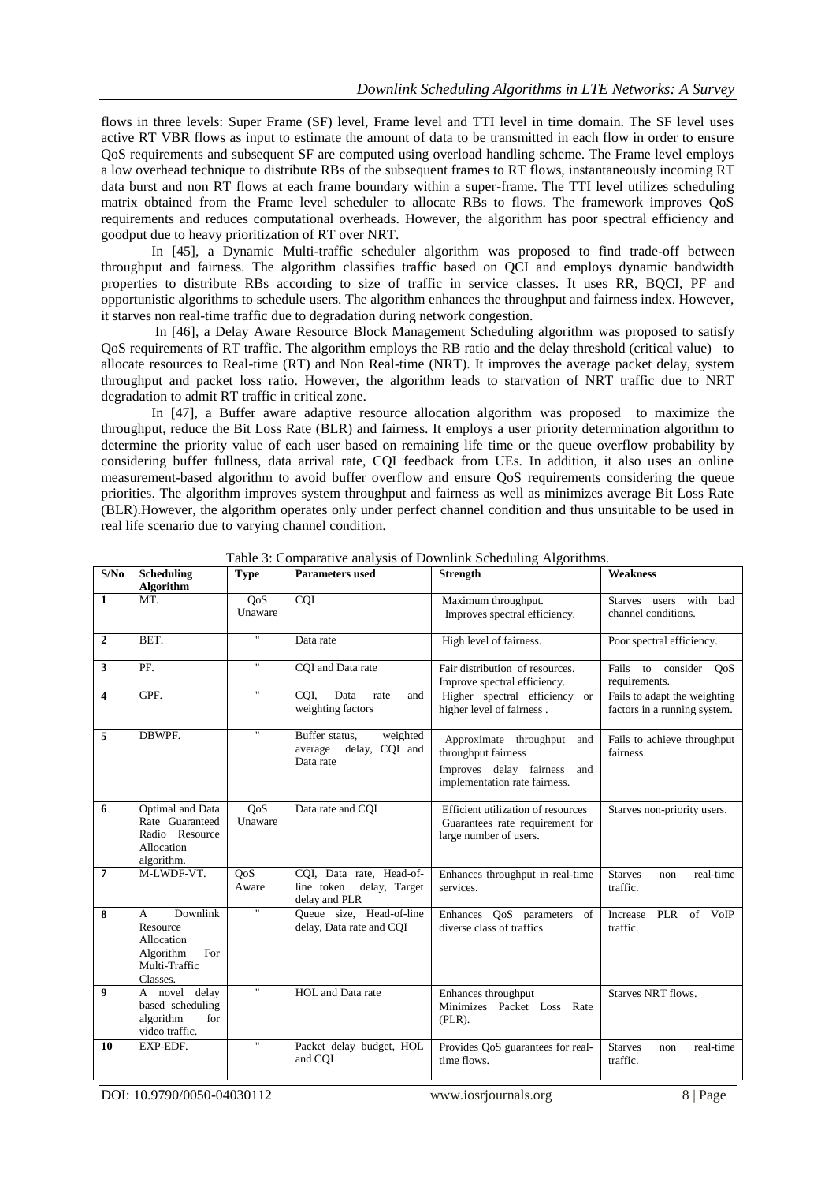flows in three levels: Super Frame (SF) level, Frame level and TTI level in time domain. The SF level uses active RT VBR flows as input to estimate the amount of data to be transmitted in each flow in order to ensure QoS requirements and subsequent SF are computed using overload handling scheme. The Frame level employs a low overhead technique to distribute RBs of the subsequent frames to RT flows, instantaneously incoming RT data burst and non RT flows at each frame boundary within a super-frame. The TTI level utilizes scheduling matrix obtained from the Frame level scheduler to allocate RBs to flows. The framework improves QoS requirements and reduces computational overheads. However, the algorithm has poor spectral efficiency and goodput due to heavy prioritization of RT over NRT.

In [45], a Dynamic Multi-traffic scheduler algorithm was proposed to find trade-off between throughput and fairness. The algorithm classifies traffic based on QCI and employs dynamic bandwidth properties to distribute RBs according to size of traffic in service classes. It uses RR, BQCI, PF and opportunistic algorithms to schedule users. The algorithm enhances the throughput and fairness index. However, it starves non real-time traffic due to degradation during network congestion.

In [46], a Delay Aware Resource Block Management Scheduling algorithm was proposed to satisfy QoS requirements of RT traffic. The algorithm employs the RB ratio and the delay threshold (critical value) to allocate resources to Real-time (RT) and Non Real-time (NRT). It improves the average packet delay, system throughput and packet loss ratio. However, the algorithm leads to starvation of NRT traffic due to NRT degradation to admit RT traffic in critical zone.

In [47], a Buffer aware adaptive resource allocation algorithm was proposed to maximize the throughput, reduce the Bit Loss Rate (BLR) and fairness. It employs a user priority determination algorithm to determine the priority value of each user based on remaining life time or the queue overflow probability by considering buffer fullness, data arrival rate, CQI feedback from UEs. In addition, it also uses an online measurement-based algorithm to avoid buffer overflow and ensure QoS requirements considering the queue priorities. The algorithm improves system throughput and fairness as well as minimizes average Bit Loss Rate (BLR).However, the algorithm operates only under perfect channel condition and thus unsuitable to be used in real life scenario due to varying channel condition.

Table 3: Comparative analysis of Downlink Scheduling Algorithms.

| S/No | Scheduling Algorithm | Type | Parameters used | Strength | Weakness |
|---|---|---|---|---|---|
| **1** | MT. | QoS Unaware | CQI | Maximum throughput. Improves spectral efficiency. | Starves users with bad channel conditions. |
| **2** | BET. | " | Data rate | High level of fairness. | Poor spectral efficiency. |
| **3** | PF. | " | CQI and Data rate | Fair distribution of resources. Improve spectral efficiency. | Fails to consider QoS requirements. |
| **4** | GPF. | " | CQI, Data rate and weighting factors | Higher spectral efficiency or higher level of fairness . | Fails to adapt the weighting factors in a running system. |
| **5** | DBWPF. | " | Buffer status, weighted average delay, CQI and Data rate | Approximate throughput and throughput fairness<br>Improves delay fairness and implementation rate fairness. | Fails to achieve throughput fairness. |
| **6** | Optimal and Data Rate Guaranteed Radio Resource Allocation algorithm. | QoS Unaware | Data rate and CQI | Efficient utilization of resources Guarantees rate requirement for large number of users. | Starves non-priority users. |
| **7** | M-LWDF-VT. | QoS Aware | CQI, Data rate, Head-of-line token delay, Target delay and PLR | Enhances throughput in real-time services. | Starves non real-time traffic. |
| **8** | A Downlink Resource Allocation Algorithm For Multi-Traffic Classes. | " | Queue size, Head-of-line delay, Data rate and CQI | Enhances QoS parameters of diverse class of traffics | Increase PLR of VoIP traffic. |
| **9** | A novel delay based scheduling algorithm for video traffic. | " | HOL and Data rate | Enhances throughput Minimizes Packet Loss Rate (PLR). | Starves NRT flows. |
| **10** | EXP-EDF. | " | Packet delay budget, HOL and CQI | Provides QoS guarantees for real-time flows. | Starves non real-time traffic. |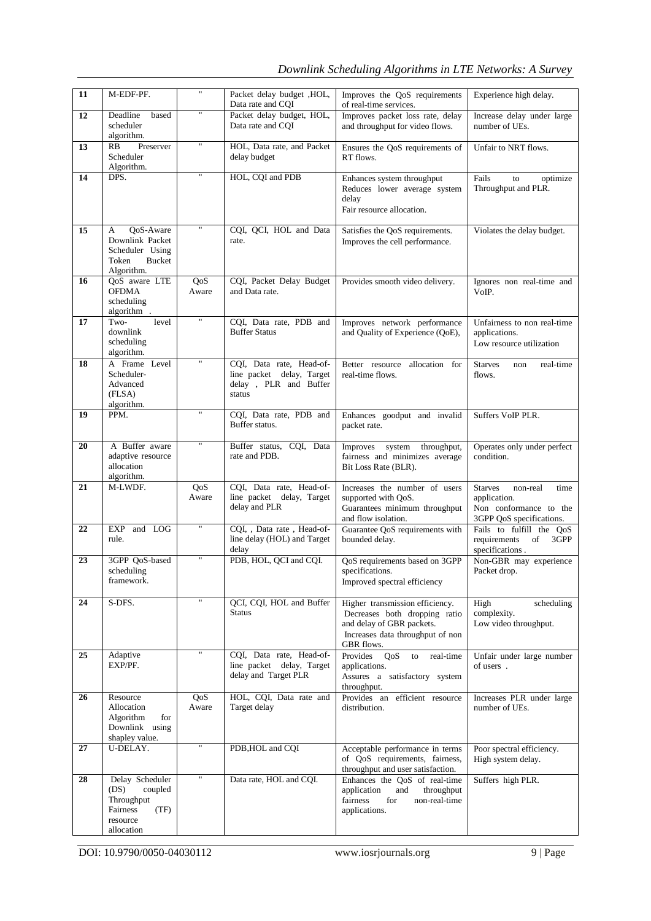| 11 | M-EDF-PF. | " | Packet delay budget ,HOL, Data rate and CQI | Improves the QoS requirements of real-time services. | Experience high delay. |
|---|---|---|---|---|---|
| 12 | Deadline based scheduler algorithm. | " | Packet delay budget, HOL, Data rate and CQI | Improves packet loss rate, delay and throughput for video flows. | Increase delay under large number of UEs. |
| 13 | RB Preserver Scheduler Algorithm. | " | HOL, Data rate, and Packet delay budget | Ensures the QoS requirements of RT flows. | Unfair to NRT flows. |
| 14 | DPS. | " | HOL, CQI and PDB | Enhances system throughput<br>Reduces lower average system delay<br>Fair resource allocation. | Fails to optimize Throughput and PLR. |
| 15 | A QoS-Aware Downlink Packet Scheduler Using Token Bucket Algorithm. | " | CQI, QCI, HOL and Data rate. | Satisfies the QoS requirements.<br>Improves the cell performance. | Violates the delay budget. |
| 16 | QoS aware LTE OFDMA scheduling algorithm . | QoS Aware | CQI, Packet Delay Budget and Data rate. | Provides smooth video delivery. | Ignores non real-time and VoIP. |
| 17 | Two-level downlink scheduling algorithm. | " | CQI, Data rate, PDB and Buffer Status | Improves network performance and Quality of Experience (QoE), | Unfairness to non real-time applications.<br>Low resource utilization |
| 18 | A Frame Level Scheduler-Advanced (FLSA) algorithm. | " | CQI, Data rate, Head-of-line packet delay, Target delay , PLR and Buffer status | Better resource allocation for real-time flows. | Starves non real-time flows. |
| 19 | PPM. | " | CQI, Data rate, PDB and Buffer status. | Enhances goodput and invalid packet rate. | Suffers VoIP PLR. |
| 20 | A Buffer aware adaptive resource allocation algorithm. | " | Buffer status, CQI, Data rate and PDB. | Improves system throughput, fairness and minimizes average Bit Loss Rate (BLR). | Operates only under perfect condition. |
| 21 | M-LWDF. | QoS Aware | CQI, Data rate, Head-of-line packet delay, Target delay and PLR | Increases the number of users supported with QoS.<br>Guarantees minimum throughput and flow isolation. | Starves non-real time application.<br>Non conformance to the 3GPP QoS specifications. |
| 22 | EXP and LOG rule. | " | CQI, , Data rate , Head-of-line delay (HOL) and Target delay | Guarantee QoS requirements with bounded delay. | Fails to fulfill the QoS requirements of 3GPP specifications . |
| 23 | 3GPP QoS-based scheduling framework. | " | PDB, HOL, QCI and CQI. | QoS requirements based on 3GPP specifications.<br>Improved spectral efficiency | Non-GBR may experience Packet drop. |
| 24 | S-DFS. | " | QCI, CQI, HOL and Buffer Status | Higher transmission efficiency.<br>Decreases both dropping ratio and delay of GBR packets.<br>Increases data throughput of non GBR flows. | High scheduling complexity.<br>Low video throughput. |
| 25 | Adaptive EXP/PF. | " | CQI, Data rate, Head-of-line packet delay, Target delay and Target PLR | Provides QoS to real-time applications.<br>Assures a satisfactory system throughput. | Unfair under large number of users . |
| 26 | Resource Allocation Algorithm for Downlink using shapley value. | QoS Aware | HOL, CQI, Data rate and Target delay | Provides an efficient resource distribution. | Increases PLR under large number of UEs. |
| 27 | U-DELAY. | " | PDB,HOL and CQI | Acceptable performance in terms of QoS requirements, fairness, throughput and user satisfaction. | Poor spectral efficiency.<br>High system delay. |
| 28 | Delay Scheduler (DS) coupled Throughput Fairness (TF) resource allocation | " | Data rate, HOL and CQI. | Enhances the QoS of real-time application and throughput fairness for non-real-time applications. | Suffers high PLR. |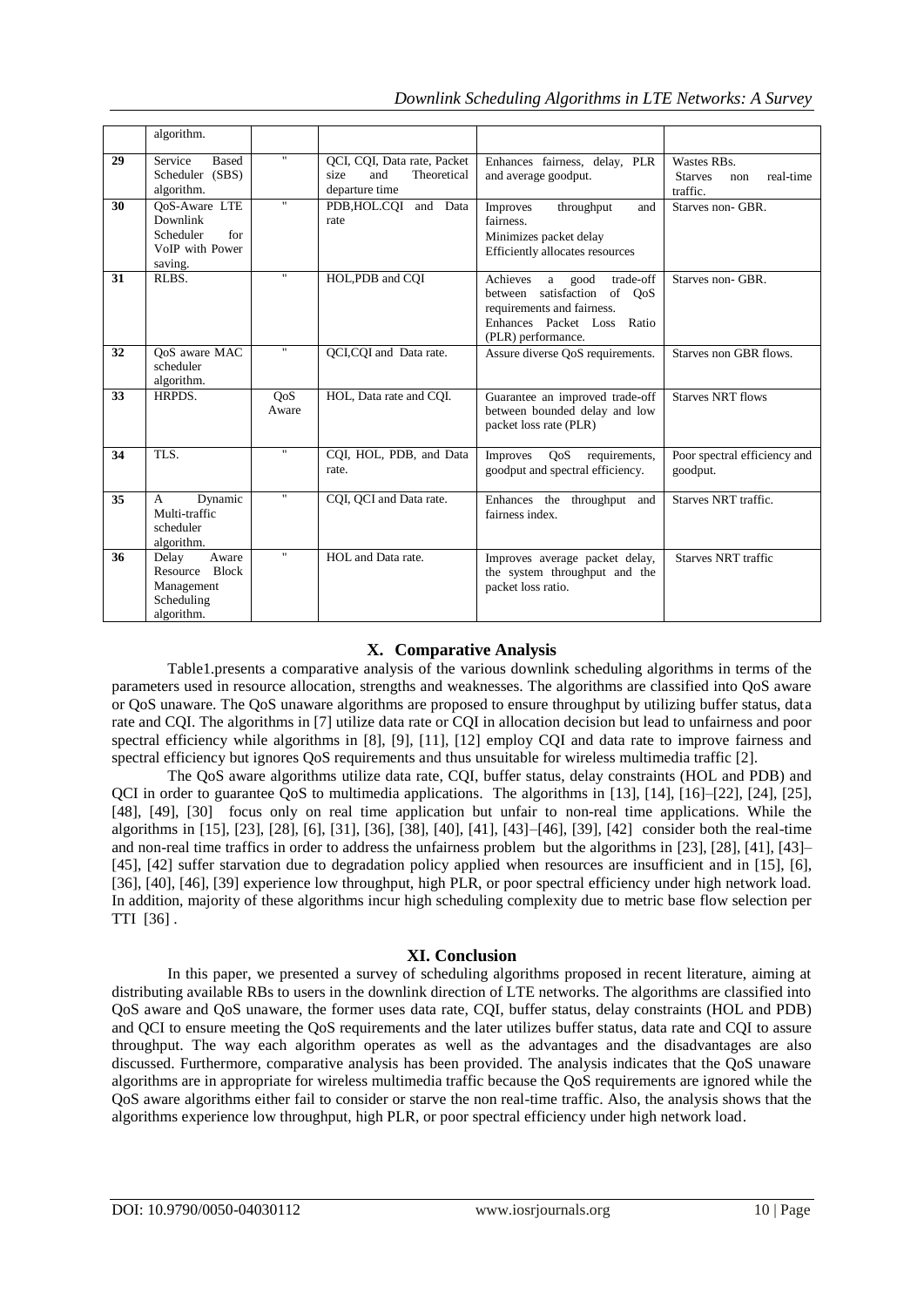| | algorithm. | | | | |
|---|---|---|---|---|---|
| 29 | Service Based Scheduler (SBS) algorithm. | " | QCI, CQI, Data rate, Packet size and Theoretical departure time | Enhances fairness, delay, PLR and average goodput. | Wastes RBs. Starves non real-time traffic. |
| 30 | QoS-Aware LTE Downlink Scheduler for VoIP with Power saving. | " | PDB,HOL.CQI and Data rate | Improves throughput and fairness. Minimizes packet delay Efficiently allocates resources | Starves non- GBR. |
| 31 | RLBS. | " | HOL,PDB and CQI | Achieves a good trade-off between satisfaction of QoS requirements and fairness. Enhances Packet Loss Ratio (PLR) performance. | Starves non- GBR. |
| 32 | QoS aware MAC scheduler algorithm. | " | QCI,CQI and Data rate. | Assure diverse QoS requirements. | Starves non GBR flows. |
| 33 | HRPDS. | QoS Aware | HOL, Data rate and CQI. | Guarantee an improved trade-off between bounded delay and low packet loss rate (PLR) | Starves NRT flows |
| 34 | TLS. | " | CQI, HOL, PDB, and Data rate. | Improves QoS requirements, goodput and spectral efficiency. | Poor spectral efficiency and goodput. |
| 35 | A Dynamic Multi-traffic scheduler algorithm. | " | CQI, QCI and Data rate. | Enhances the throughput and fairness index. | Starves NRT traffic. |
| 36 | Delay Aware Resource Block Management Scheduling algorithm. | " | HOL and Data rate. | Improves average packet delay, the system throughput and the packet loss ratio. | Starves NRT traffic |

## X. Comparative Analysis

Table1.presents a comparative analysis of the various downlink scheduling algorithms in terms of the parameters used in resource allocation, strengths and weaknesses. The algorithms are classified into QoS aware or QoS unaware. The QoS unaware algorithms are proposed to ensure throughput by utilizing buffer status, data rate and CQI. The algorithms in [7] utilize data rate or CQI in allocation decision but lead to unfairness and poor spectral efficiency while algorithms in [8], [9], [11], [12] employ CQI and data rate to improve fairness and spectral efficiency but ignores QoS requirements and thus unsuitable for wireless multimedia traffic [2].

The QoS aware algorithms utilize data rate, CQI, buffer status, delay constraints (HOL and PDB) and QCI in order to guarantee QoS to multimedia applications. The algorithms in [13], [14], [16]–[22], [24], [25], [48], [49], [30] focus only on real time application but unfair to non-real time applications. While the algorithms in [15], [23], [28], [6], [31], [36], [38], [40], [41], [43]–[46], [39], [42] consider both the real-time and non-real time traffics in order to address the unfairness problem but the algorithms in [23], [28], [41], [43]–[45], [42] suffer starvation due to degradation policy applied when resources are insufficient and in [15], [6], [36], [40], [46], [39] experience low throughput, high PLR, or poor spectral efficiency under high network load. In addition, majority of these algorithms incur high scheduling complexity due to metric base flow selection per TTI [36] .

## XI. Conclusion

In this paper, we presented a survey of scheduling algorithms proposed in recent literature, aiming at distributing available RBs to users in the downlink direction of LTE networks. The algorithms are classified into QoS aware and QoS unaware, the former uses data rate, CQI, buffer status, delay constraints (HOL and PDB) and QCI to ensure meeting the QoS requirements and the later utilizes buffer status, data rate and CQI to assure throughput. The way each algorithm operates as well as the advantages and the disadvantages are also discussed. Furthermore, comparative analysis has been provided. The analysis indicates that the QoS unaware algorithms are in appropriate for wireless multimedia traffic because the QoS requirements are ignored while the QoS aware algorithms either fail to consider or starve the non real-time traffic. Also, the analysis shows that the algorithms experience low throughput, high PLR, or poor spectral efficiency under high network load.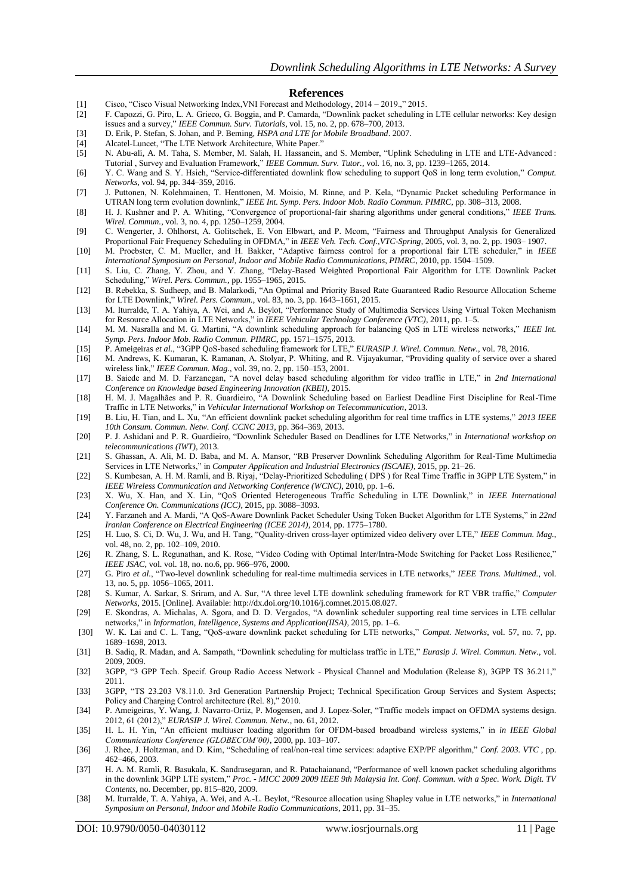## References

[1] Cisco, "Cisco Visual Networking Index,VNI Forecast and Methodology, 2014 – 2019.," 2015.

[2] F. Capozzi, G. Piro, L. A. Grieco, G. Boggia, and P. Camarda, "Downlink packet scheduling in LTE cellular networks: Key design issues and a survey," *IEEE Commun. Surv. Tutorials*, vol. 15, no. 2, pp. 678–700, 2013.

[3] D. Erik, P. Stefan, S. Johan, and P. Beming, *HSPA and LTE for Mobile Broadband*. 2007.

[4] Alcatel-Luncet, "The LTE Network Architecture, White Paper."

[5] N. Abu-ali, A. M. Taha, S. Member, M. Salah, H. Hassanein, and S. Member, "Uplink Scheduling in LTE and LTE-Advanced : Tutorial , Survey and Evaluation Framework," *IEEE Commun. Surv. Tutor.*, vol. 16, no. 3, pp. 1239–1265, 2014.

[6] Y. C. Wang and S. Y. Hsieh, "Service-differentiated downlink flow scheduling to support QoS in long term evolution," *Comput. Networks*, vol. 94, pp. 344–359, 2016.

[7] J. Puttonen, N. Kolehmainen, T. Henttonen, M. Moisio, M. Rinne, and P. Kela, "Dynamic Packet scheduling Performance in UTRAN long term evolution downlink," *IEEE Int. Symp. Pers. Indoor Mob. Radio Commun. PIMRC*, pp. 308–313, 2008.

[8] H. J. Kushner and P. A. Whiting, "Convergence of proportional-fair sharing algorithms under general conditions," *IEEE Trans. Wirel. Commun.*, vol. 3, no. 4, pp. 1250–1259, 2004.

[9] C. Wengerter, J. Ohlhorst, A. Golitschek, E. Von Elbwart, and P. Mcom, "Fairness and Throughput Analysis for Generalized Proportional Fair Frequency Scheduling in OFDMA," in *IEEE Veh. Tech. Conf.,VTC-Spring*, 2005, vol. 3, no. 2, pp. 1903– 1907.

[10] M. Proebster, C. M. Mueller, and H. Bakker, "Adaptive fairness control for a proportional fair LTE scheduler," in *IEEE International Symposium on Personal, Indoor and Mobile Radio Communications, PIMRC*, 2010, pp. 1504–1509.

[11] S. Liu, C. Zhang, Y. Zhou, and Y. Zhang, "Delay-Based Weighted Proportional Fair Algorithm for LTE Downlink Packet Scheduling," *Wirel. Pers. Commun.*, pp. 1955–1965, 2015.

[12] B. Rebekka, S. Sudheep, and B. Malarkodi, "An Optimal and Priority Based Rate Guaranteed Radio Resource Allocation Scheme for LTE Downlink," *Wirel. Pers. Commun.*, vol. 83, no. 3, pp. 1643–1661, 2015.

[13] M. Iturralde, T. A. Yahiya, A. Wei, and A. Beylot, "Performance Study of Multimedia Services Using Virtual Token Mechanism for Resource Allocation in LTE Networks," in *IEEE Vehicular Technology Conference (VTC)*, 2011, pp. 1–5.

[14] M. M. Nasralla and M. G. Martini, "A downlink scheduling approach for balancing QoS in LTE wireless networks," *IEEE Int. Symp. Pers. Indoor Mob. Radio Commun. PIMRC*, pp. 1571–1575, 2013.

[15] P. Ameigeiras *et al.*, "3GPP QoS-based scheduling framework for LTE," *EURASIP J. Wirel. Commun. Netw.*, vol. 78, 2016.

[16] M. Andrews, K. Kumaran, K. Ramanan, A. Stolyar, P. Whiting, and R. Vijayakumar, "Providing quality of service over a shared wireless link," *IEEE Commun. Mag.*, vol. 39, no. 2, pp. 150–153, 2001.

[17] B. Saiede and M. D. Farzanegan, "A novel delay based scheduling algorithm for video traffic in LTE," in *2nd International Conference on Knowledge based Engineering Innovation (KBEI)*, 2015.

[18] H. M. J. Magalhães and P. R. Guardieiro, "A Downlink Scheduling based on Earliest Deadline First Discipline for Real-Time Traffic in LTE Networks," in *Vehicular International Workshop on Telecommunication*, 2013.

[19] B. Liu, H. Tian, and L. Xu, "An efficient downlink packet scheduling algorithm for real time traffics in LTE systems," *2013 IEEE 10th Consum. Commun. Netw. Conf. CCNC 2013*, pp. 364–369, 2013.

[20] P. J. Ashidani and P. R. Guardieiro, "Downlink Scheduler Based on Deadlines for LTE Networks," in *International workshop on telecommunications (IWT)*, 2013.

[21] S. Ghassan, A. Ali, M. D. Baba, and M. A. Mansor, "RB Preserver Downlink Scheduling Algorithm for Real-Time Multimedia Services in LTE Networks," in *Computer Application and Industrial Electronics (ISCAIE)*, 2015, pp. 21–26.

[22] S. Kumbesan, A. H. M. Ramli, and B. Riyaj, "Delay-Prioritized Scheduling ( DPS ) for Real Time Traffic in 3GPP LTE System," in *IEEE Wireless Communication and Networking Conference (WCNC)*, 2010, pp. 1–6.

[23] X. Wu, X. Han, and X. Lin, "QoS Oriented Heterogeneous Traffic Scheduling in LTE Downlink," in *IEEE International Conference On. Communications (ICC)*, 2015, pp. 3088–3093.

[24] Y. Farzaneh and A. Mardi, "A QoS-Aware Downlink Packet Scheduler Using Token Bucket Algorithm for LTE Systems," in *22nd Iranian Conference on Electrical Engineering (ICEE 2014)*, 2014, pp. 1775–1780.

[25] H. Luo, S. Ci, D. Wu, J. Wu, and H. Tang, "Quality-driven cross-layer optimized video delivery over LTE," *IEEE Commun. Mag.*, vol. 48, no. 2, pp. 102–109, 2010.

[26] R. Zhang, S. L. Regunathan, and K. Rose, "Video Coding with Optimal Inter/Intra-Mode Switching for Packet Loss Resilience," *IEEE JSAC*, vol. vol. 18, no. no.6, pp. 966–976, 2000.

[27] G. Piro *et al.*, "Two-level downlink scheduling for real-time multimedia services in LTE networks," *IEEE Trans. Multimed.*, vol. 13, no. 5, pp. 1056–1065, 2011.

[28] S. Kumar, A. Sarkar, S. Sriram, and A. Sur, "A three level LTE downlink scheduling framework for RT VBR traffic," *Computer Networks*, 2015. [Online]. Available: http://dx.doi.org/10.1016/j.comnet.2015.08.027.

[29] E. Skondras, A. Michalas, A. Sgora, and D. D. Vergados, "A downlink scheduler supporting real time services in LTE cellular networks," in *Information, Intelligence, Systems and Application(IISA)*, 2015, pp. 1–6.

[30] W. K. Lai and C. L. Tang, "QoS-aware downlink packet scheduling for LTE networks," *Comput. Networks*, vol. 57, no. 7, pp. 1689–1698, 2013.

[31] B. Sadiq, R. Madan, and A. Sampath, "Downlink scheduling for multiclass traffic in LTE," *Eurasip J. Wirel. Commun. Netw.*, vol. 2009, 2009.

[32] 3GPP, "3 GPP Tech. Specif. Group Radio Access Network - Physical Channel and Modulation (Release 8), 3GPP TS 36.211," 2011.

[33] 3GPP, "TS 23.203 V8.11.0. 3rd Generation Partnership Project; Technical Specification Group Services and System Aspects; Policy and Charging Control architecture (Rel. 8)," 2010.

[34] P. Ameigeiras, Y. Wang, J. Navarro-Ortiz, P. Mogensen, and J. Lopez-Soler, "Traffic models impact on OFDMA systems design. 2012, 61 (2012)," *EURASIP J. Wirel. Commun. Netw.*, no. 61, 2012.

[35] H. L. H. Yin, "An efficient multiuser loading algorithm for OFDM-based broadband wireless systems," in *in IEEE Global Communications Conference (GLOBECOM'00)*, 2000, pp. 103–107.

[36] J. Rhee, J. Holtzman, and D. Kim, "Scheduling of real/non-real time services: adaptive EXP/PF algorithm," *Conf. 2003. VTC* , pp. 462–466, 2003.

[37] H. A. M. Ramli, R. Basukala, K. Sandrasegaran, and R. Patachaianand, "Performance of well known packet scheduling algorithms in the downlink 3GPP LTE system," *Proc. - MICC 2009 2009 IEEE 9th Malaysia Int. Conf. Commun. with a Spec. Work. Digit. TV Contents*, no. December, pp. 815–820, 2009.

[38] M. Iturralde, T. A. Yahiya, A. Wei, and A.-L. Beylot, "Resource allocation using Shapley value in LTE networks," in *International Symposium on Personal, Indoor and Mobile Radio Communications*, 2011, pp. 31–35.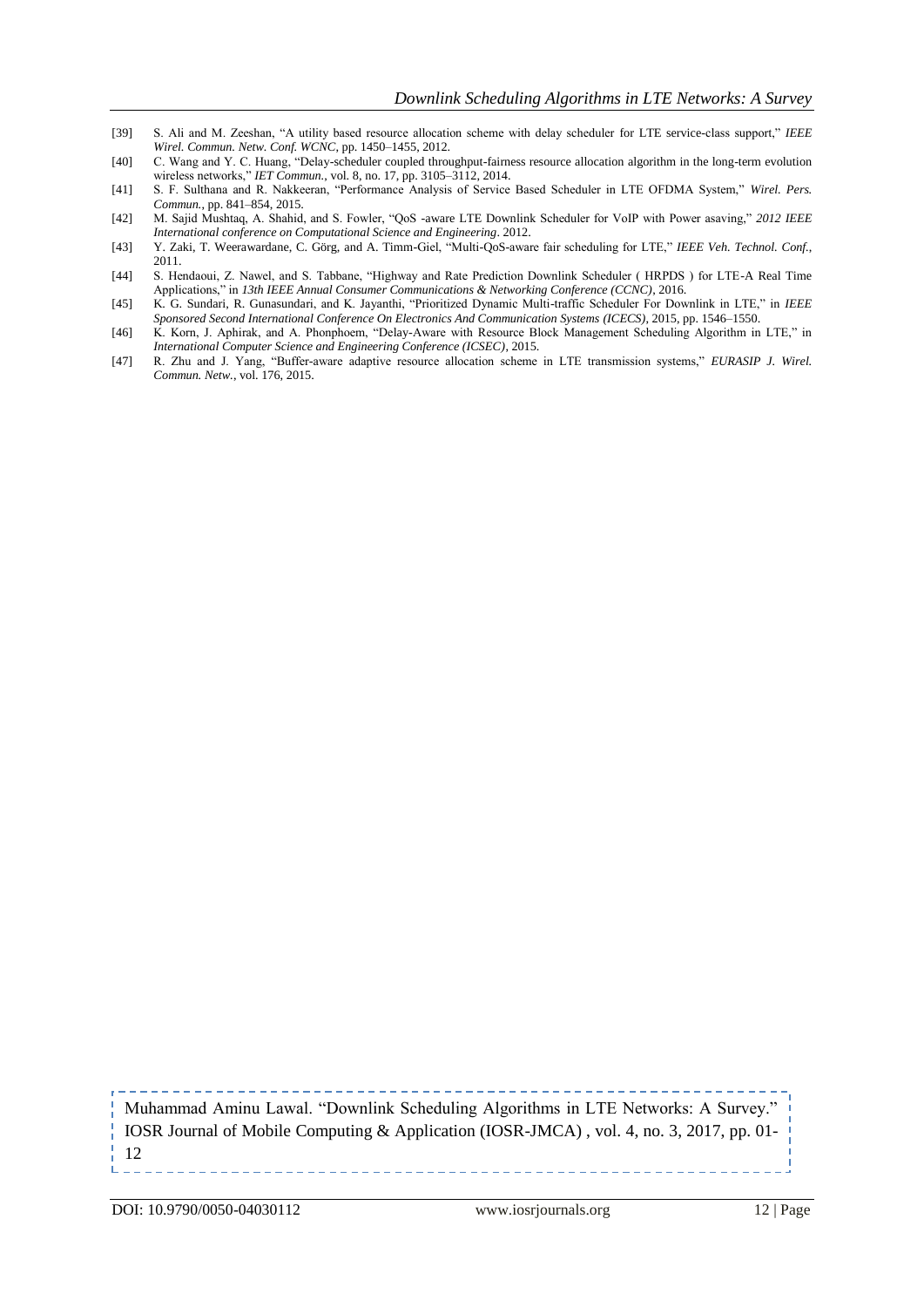[39] S. Ali and M. Zeeshan, "A utility based resource allocation scheme with delay scheduler for LTE service-class support," *IEEE Wirel. Commun. Netw. Conf. WCNC*, pp. 1450–1455, 2012.

[40] C. Wang and Y. C. Huang, "Delay-scheduler coupled throughput-fairness resource allocation algorithm in the long-term evolution wireless networks," *IET Commun.*, vol. 8, no. 17, pp. 3105–3112, 2014.

[41] S. F. Sulthana and R. Nakkeeran, "Performance Analysis of Service Based Scheduler in LTE OFDMA System," *Wirel. Pers. Commun.*, pp. 841–854, 2015.

[42] M. Sajid Mushtaq, A. Shahid, and S. Fowler, "QoS -aware LTE Downlink Scheduler for VoIP with Power asaving," *2012 IEEE International conference on Computational Science and Engineering*. 2012.

[43] Y. Zaki, T. Weerawardane, C. Görg, and A. Timm-Giel, "Multi-QoS-aware fair scheduling for LTE," *IEEE Veh. Technol. Conf.*, 2011.

[44] S. Hendaoui, Z. Nawel, and S. Tabbane, "Highway and Rate Prediction Downlink Scheduler ( HRPDS ) for LTE-A Real Time Applications," in *13th IEEE Annual Consumer Communications & Networking Conference (CCNC)*, 2016.

[45] K. G. Sundari, R. Gunasundari, and K. Jayanthi, "Prioritized Dynamic Multi-traffic Scheduler For Downlink in LTE," in *IEEE Sponsored Second International Conference On Electronics And Communication Systems (ICECS)*, 2015, pp. 1546–1550.

[46] K. Korn, J. Aphirak, and A. Phonphoem, "Delay-Aware with Resource Block Management Scheduling Algorithm in LTE," in *International Computer Science and Engineering Conference (ICSEC)*, 2015.

[47] R. Zhu and J. Yang, "Buffer-aware adaptive resource allocation scheme in LTE transmission systems," *EURASIP J. Wirel. Commun. Netw.*, vol. 176, 2015.

Muhammad Aminu Lawal. "Downlink Scheduling Algorithms in LTE Networks: A Survey." IOSR Journal of Mobile Computing & Application (IOSR-JMCA) , vol. 4, no. 3, 2017, pp. 01-12